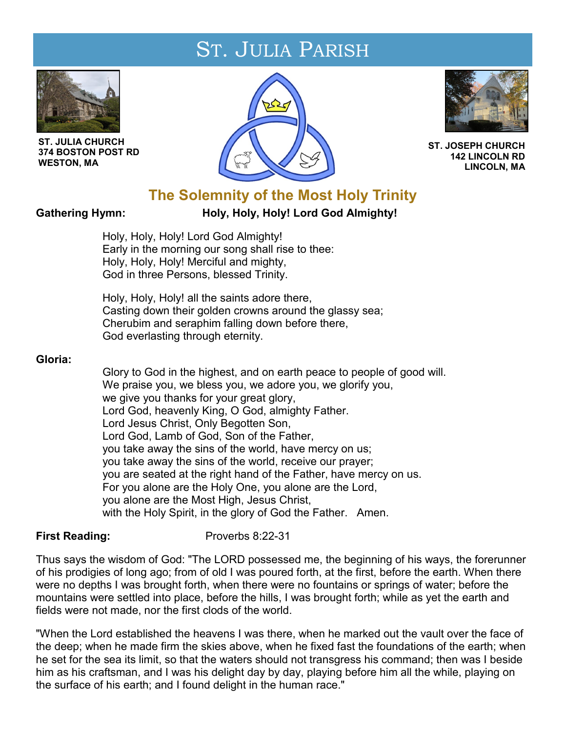# St. Julia Parish

**ST. JULIA CHURCH**
**374 BOSTON POST RD**
**WESTON, MA**

**ST. JOSEPH CHURCH**
**142 LINCOLN RD**
**LINCOLN, MA**

## The Solemnity of the Most Holy Trinity

**Gathering Hymn:** **Holy, Holy, Holy! Lord God Almighty!**

Holy, Holy, Holy! Lord God Almighty!
Early in the morning our song shall rise to thee:
Holy, Holy, Holy! Merciful and mighty,
God in three Persons, blessed Trinity.

Holy, Holy, Holy! all the saints adore there,
Casting down their golden crowns around the glassy sea;
Cherubim and seraphim falling down before there,
God everlasting through eternity.

**Gloria:**

Glory to God in the highest, and on earth peace to people of good will.
We praise you, we bless you, we adore you, we glorify you,
we give you thanks for your great glory,
Lord God, heavenly King, O God, almighty Father.
Lord Jesus Christ, Only Begotten Son,
Lord God, Lamb of God, Son of the Father,
you take away the sins of the world, have mercy on us;
you take away the sins of the world, receive our prayer;
you are seated at the right hand of the Father, have mercy on us.
For you alone are the Holy One, you alone are the Lord,
you alone are the Most High, Jesus Christ,
with the Holy Spirit, in the glory of God the Father. Amen.

**First Reading:** Proverbs 8:22-31

Thus says the wisdom of God: "The LORD possessed me, the beginning of his ways, the forerunner of his prodigies of long ago; from of old I was poured forth, at the first, before the earth. When there were no depths I was brought forth, when there were no fountains or springs of water; before the mountains were settled into place, before the hills, I was brought forth; while as yet the earth and fields were not made, nor the first clods of the world.

"When the Lord established the heavens I was there, when he marked out the vault over the face of the deep; when he made firm the skies above, when he fixed fast the foundations of the earth; when he set for the sea its limit, so that the waters should not transgress his command; then was I beside him as his craftsman, and I was his delight day by day, playing before him all the while, playing on the surface of his earth; and I found delight in the human race."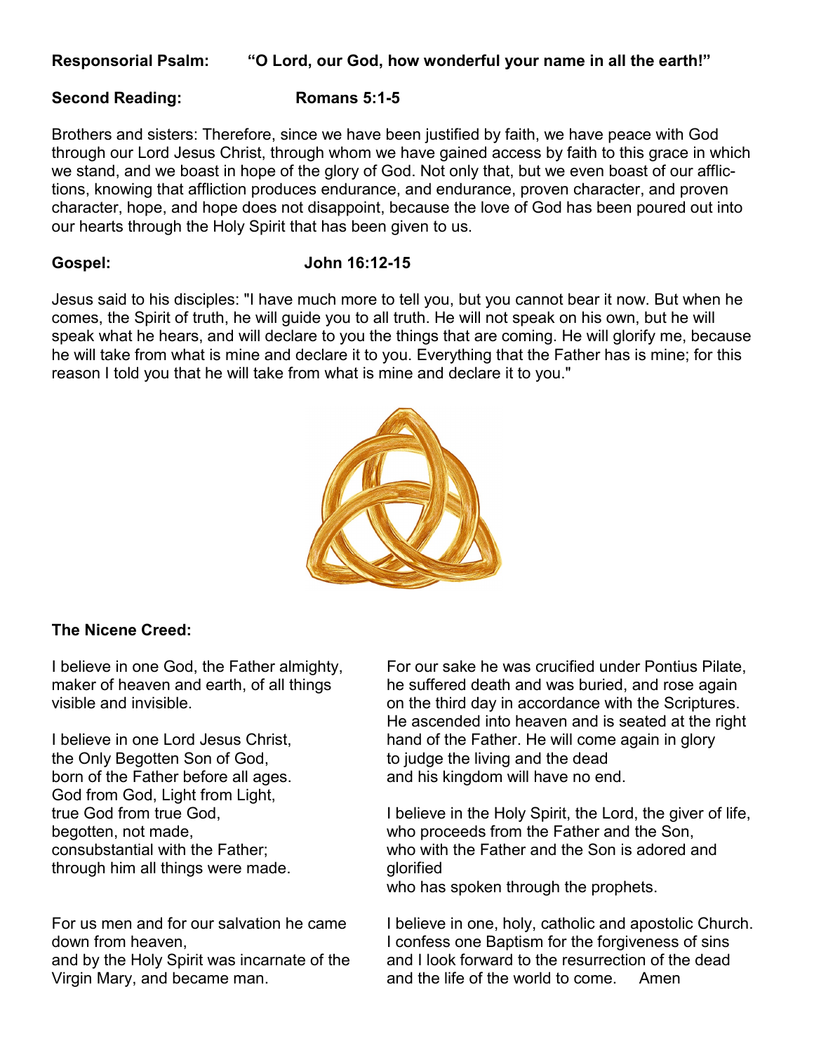**Responsorial Psalm:** **"O Lord, our God, how wonderful your name in all the earth!"**

**Second Reading:** **Romans 5:1-5**

Brothers and sisters: Therefore, since we have been justified by faith, we have peace with God through our Lord Jesus Christ, through whom we have gained access by faith to this grace in which we stand, and we boast in hope of the glory of God. Not only that, but we even boast of our afflictions, knowing that affliction produces endurance, and endurance, proven character, and proven character, hope, and hope does not disappoint, because the love of God has been poured out into our hearts through the Holy Spirit that has been given to us.

**Gospel:** **John 16:12-15**

Jesus said to his disciples: "I have much more to tell you, but you cannot bear it now. But when he comes, the Spirit of truth, he will guide you to all truth. He will not speak on his own, but he will speak what he hears, and will declare to you the things that are coming. He will glorify me, because he will take from what is mine and declare it to you. Everything that the Father has is mine; for this reason I told you that he will take from what is mine and declare it to you."

**The Nicene Creed:**

I believe in one God, the Father almighty, maker of heaven and earth, of all things visible and invisible.

I believe in one Lord Jesus Christ,
the Only Begotten Son of God,
born of the Father before all ages.
God from God, Light from Light,
true God from true God,
begotten, not made,
consubstantial with the Father;
through him all things were made.

For us men and for our salvation he came down from heaven,
and by the Holy Spirit was incarnate of the Virgin Mary, and became man.

For our sake he was crucified under Pontius Pilate, he suffered death and was buried, and rose again on the third day in accordance with the Scriptures. He ascended into heaven and is seated at the right hand of the Father. He will come again in glory
to judge the living and the dead
and his kingdom will have no end.

I believe in the Holy Spirit, the Lord, the giver of life,
who proceeds from the Father and the Son,
who with the Father and the Son is adored and glorified
who has spoken through the prophets.

I believe in one, holy, catholic and apostolic Church.
I confess one Baptism for the forgiveness of sins
and I look forward to the resurrection of the dead
and the life of the world to come. Amen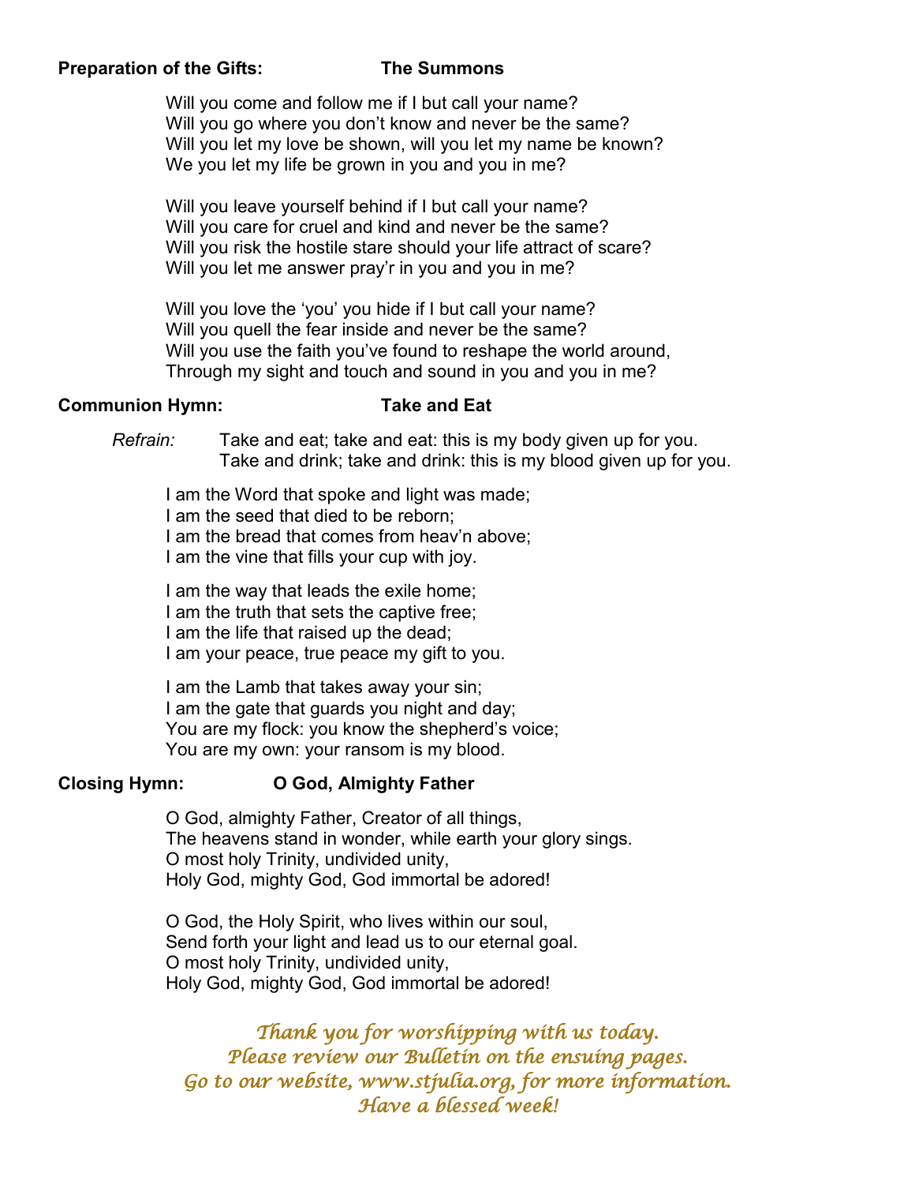**Preparation of the Gifts:** **The Summons**

Will you come and follow me if I but call your name?  
Will you go where you don't know and never be the same?  
Will you let my love be shown, will you let my name be known?  
We you let my life be grown in you and you in me?

Will you leave yourself behind if I but call your name?  
Will you care for cruel and kind and never be the same?  
Will you risk the hostile stare should your life attract of scare?  
Will you let me answer pray'r in you and you in me?

Will you love the 'you' you hide if I but call your name?  
Will you quell the fear inside and never be the same?  
Will you use the faith you've found to reshape the world around,  
Through my sight and touch and sound in you and you in me?

**Communion Hymn:** **Take and Eat**

*Refrain:* Take and eat; take and eat: this is my body given up for you.  
Take and drink; take and drink: this is my blood given up for you.

I am the Word that spoke and light was made;  
I am the seed that died to be reborn;  
I am the bread that comes from heav'n above;  
I am the vine that fills your cup with joy.

I am the way that leads the exile home;  
I am the truth that sets the captive free;  
I am the life that raised up the dead;  
I am your peace, true peace my gift to you.

I am the Lamb that takes away your sin;  
I am the gate that guards you night and day;  
You are my flock: you know the shepherd's voice;  
You are my own: your ransom is my blood.

**Closing Hymn:** **O God, Almighty Father**

O God, almighty Father, Creator of all things,  
The heavens stand in wonder, while earth your glory sings.  
O most holy Trinity, undivided unity,  
Holy God, mighty God, God immortal be adored!

O God, the Holy Spirit, who lives within our soul,  
Send forth your light and lead us to our eternal goal.  
O most holy Trinity, undivided unity,  
Holy God, mighty God, God immortal be adored!

*Thank you for worshipping with us today.*  
*Please review our Bulletin on the ensuing pages.*  
*Go to our website, www.stjulia.org, for more information.*  
*Have a blessed week!*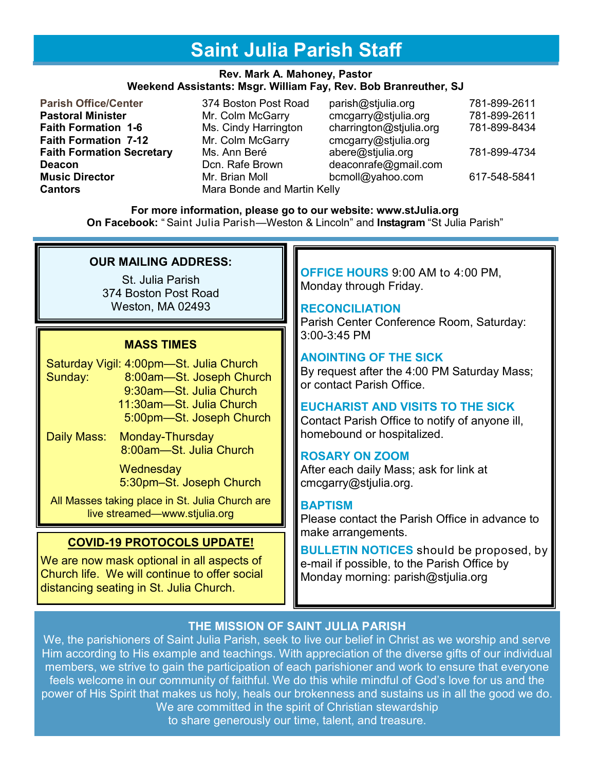# Saint Julia Parish Staff

**Rev. Mark A. Mahoney, Pastor**
**Weekend Assistants: Msgr. William Fay, Rev. Bob Branreuther, SJ**

| | | | |
|---|---|---|---|
| **Parish Office/Center** | 374 Boston Post Road | parish@stjulia.org | 781-899-2611 |
| **Pastoral Minister** | Mr. Colm McGarry | cmcgarry@stjulia.org | 781-899-2611 |
| **Faith Formation 1-6** | Ms. Cindy Harrington | charrington@stjulia.org | 781-899-8434 |
| **Faith Formation 7-12** | Mr. Colm McGarry | cmcgarry@stjulia.org | |
| **Faith Formation Secretary** | Ms. Ann Beré | abere@stjulia.org | 781-899-4734 |
| **Deacon** | Dcn. Rafe Brown | deaconrafe@gmail.com | |
| **Music Director** | Mr. Brian Moll | bcmoll@yahoo.com | 617-548-5841 |
| **Cantors** | Mara Bonde and Martin Kelly | | |

**For more information, please go to our website: www.stJulia.org**
**On Facebook:** "Saint Julia Parish—Weston & Lincoln" and **Instagram** "St Julia Parish"

## OUR MAILING ADDRESS:

St. Julia Parish
374 Boston Post Road
Weston, MA 02493

## MASS TIMES

Saturday Vigil: 4:00pm—St. Julia Church

Sunday:
- 8:00am—St. Joseph Church
- 9:30am—St. Julia Church
- 11:30am—St. Julia Church
- 5:00pm—St. Joseph Church

Daily Mass:
- Monday-Thursday 8:00am—St. Julia Church
- Wednesday 5:30pm–St. Joseph Church

All Masses taking place in St. Julia Church are live streamed—www.stjulia.org

## COVID-19 PROTOCOLS UPDATE!

We are now mask optional in all aspects of Church life. We will continue to offer social distancing seating in St. Julia Church.

**OFFICE HOURS** 9:00 AM to 4:00 PM, Monday through Friday.

**RECONCILIATION**
Parish Center Conference Room, Saturday: 3:00-3:45 PM

**ANOINTING OF THE SICK**
By request after the 4:00 PM Saturday Mass; or contact Parish Office.

**EUCHARIST AND VISITS TO THE SICK**
Contact Parish Office to notify of anyone ill, homebound or hospitalized.

**ROSARY ON ZOOM**
After each daily Mass; ask for link at cmcgarry@stjulia.org.

**BAPTISM**
Please contact the Parish Office in advance to make arrangements.

**BULLETIN NOTICES** should be proposed, by e-mail if possible, to the Parish Office by Monday morning: parish@stjulia.org

## THE MISSION OF SAINT JULIA PARISH

We, the parishioners of Saint Julia Parish, seek to live our belief in Christ as we worship and serve Him according to His example and teachings. With appreciation of the diverse gifts of our individual members, we strive to gain the participation of each parishioner and work to ensure that everyone feels welcome in our community of faithful. We do this while mindful of God's love for us and the power of His Spirit that makes us holy, heals our brokenness and sustains us in all the good we do. We are committed in the spirit of Christian stewardship to share generously our time, talent, and treasure.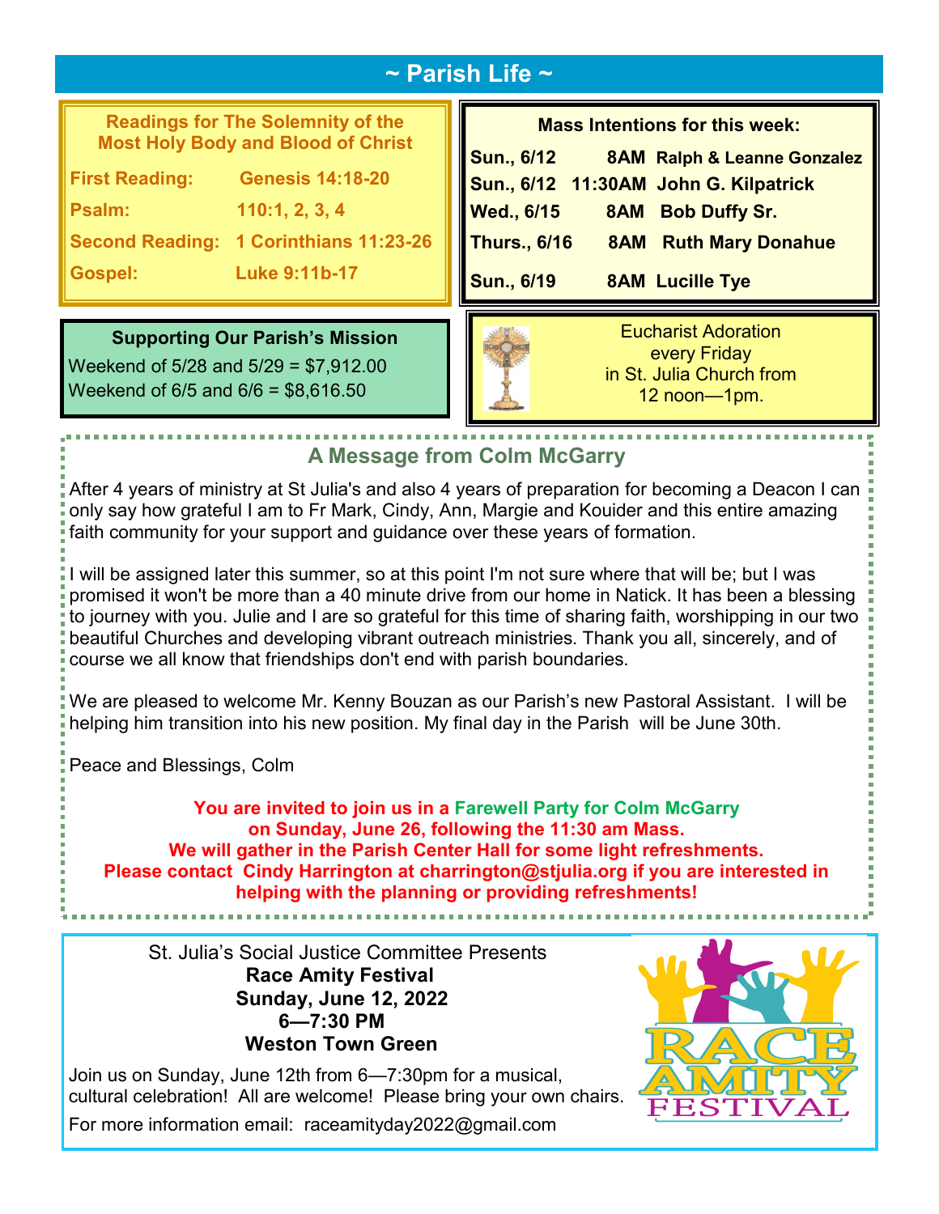## ~ Parish Life ~

**Readings for The Solemnity of the Most Holy Body and Blood of Christ**

| | |
|---|---|
| **First Reading:** | **Genesis 14:18-20** |
| **Psalm:** | **110:1, 2, 3, 4** |
| **Second Reading:** | **1 Corinthians 11:23-26** |
| **Gospel:** | **Luke 9:11b-17** |

**Mass Intentions for this week:**

| | | |
|---|---|---|
| **Sun., 6/12** | **8AM** | **Ralph & Leanne Gonzalez** |
| **Sun., 6/12** | **11:30AM** | **John G. Kilpatrick** |
| **Wed., 6/15** | **8AM** | **Bob Duffy Sr.** |
| **Thurs., 6/16** | **8AM** | **Ruth Mary Donahue** |
| **Sun., 6/19** | **8AM** | **Lucille Tye** |

**Supporting Our Parish's Mission**

Weekend of 5/28 and 5/29 = $7,912.00

Weekend of 6/5 and 6/6 = $8,616.50

Eucharist Adoration every Friday in St. Julia Church from 12 noon—1pm.

### A Message from Colm McGarry

After 4 years of ministry at St Julia's and also 4 years of preparation for becoming a Deacon I can only say how grateful I am to Fr Mark, Cindy, Ann, Margie and Kouider and this entire amazing faith community for your support and guidance over these years of formation.

I will be assigned later this summer, so at this point I'm not sure where that will be; but I was promised it won't be more than a 40 minute drive from our home in Natick. It has been a blessing to journey with you. Julie and I are so grateful for this time of sharing faith, worshipping in our two beautiful Churches and developing vibrant outreach ministries. Thank you all, sincerely, and of course we all know that friendships don't end with parish boundaries.

We are pleased to welcome Mr. Kenny Bouzan as our Parish's new Pastoral Assistant. I will be helping him transition into his new position. My final day in the Parish will be June 30th.

Peace and Blessings, Colm

**You are invited to join us in a Farewell Party for Colm McGarry on Sunday, June 26, following the 11:30 am Mass. We will gather in the Parish Center Hall for some light refreshments. Please contact Cindy Harrington at charrington@stjulia.org if you are interested in helping with the planning or providing refreshments!**

St. Julia's Social Justice Committee Presents

**Race Amity Festival**
**Sunday, June 12, 2022**
**6—7:30 PM**
**Weston Town Green**

Join us on Sunday, June 12th from 6—7:30pm for a musical, cultural celebration! All are welcome! Please bring your own chairs.

For more information email: raceamityday2022@gmail.com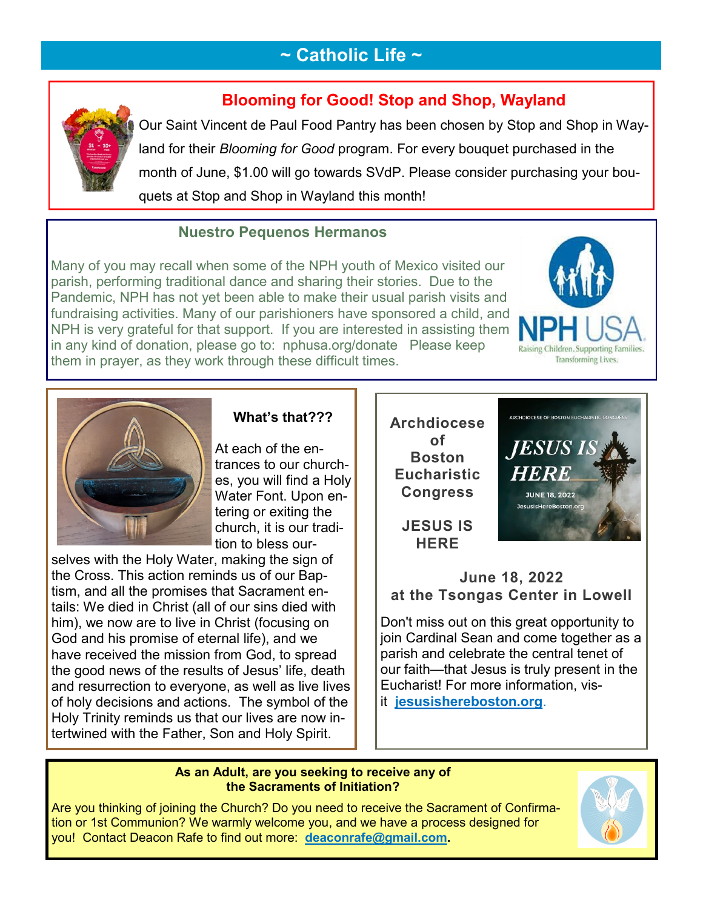# ~ Catholic Life ~

## Blooming for Good! Stop and Shop, Wayland

Our Saint Vincent de Paul Food Pantry has been chosen by Stop and Shop in Wayland for their *Blooming for Good* program. For every bouquet purchased in the month of June, $1.00 will go towards SVdP. Please consider purchasing your bouquets at Stop and Shop in Wayland this month!

## Nuestro Pequenos Hermanos

Many of you may recall when some of the NPH youth of Mexico visited our parish, performing traditional dance and sharing their stories. Due to the Pandemic, NPH has not yet been able to make their usual parish visits and fundraising activities. Many of our parishioners have sponsored a child, and NPH is very grateful for that support. If you are interested in assisting them in any kind of donation, please go to: nphusa.org/donate Please keep them in prayer, as they work through these difficult times.

NPH USA
Raising Children. Supporting Families. Transforming Lives.

## What's that???

At each of the entrances to our churches, you will find a Holy Water Font. Upon entering or exiting the church, it is our tradition to bless ourselves with the Holy Water, making the sign of the Cross. This action reminds us of our Baptism, and all the promises that Sacrament entails: We died in Christ (all of our sins died with him), we now are to live in Christ (focusing on God and his promise of eternal life), and we have received the mission from God, to spread the good news of the results of Jesus' life, death and resurrection to everyone, as well as live lives of holy decisions and actions. The symbol of the Holy Trinity reminds us that our lives are now intertwined with the Father, Son and Holy Spirit.

## Archdiocese of Boston Eucharistic Congress

**JESUS IS HERE**

ARCHDIOCESE OF BOSTON EUCHARISTIC CONGRESS
*JESUS IS HERE*
JUNE 18, 2022
JesusIsHereBoston.org

**June 18, 2022**
**at the Tsongas Center in Lowell**

Don't miss out on this great opportunity to join Cardinal Sean and come together as a parish and celebrate the central tenet of our faith—that Jesus is truly present in the Eucharist! For more information, visit **jesusishereboston.org**.

**As an Adult, are you seeking to receive any of the Sacraments of Initiation?**

Are you thinking of joining the Church? Do you need to receive the Sacrament of Confirmation or 1st Communion? We warmly welcome you, and we have a process designed for you! Contact Deacon Rafe to find out more: **deaconrafe@gmail.com**.